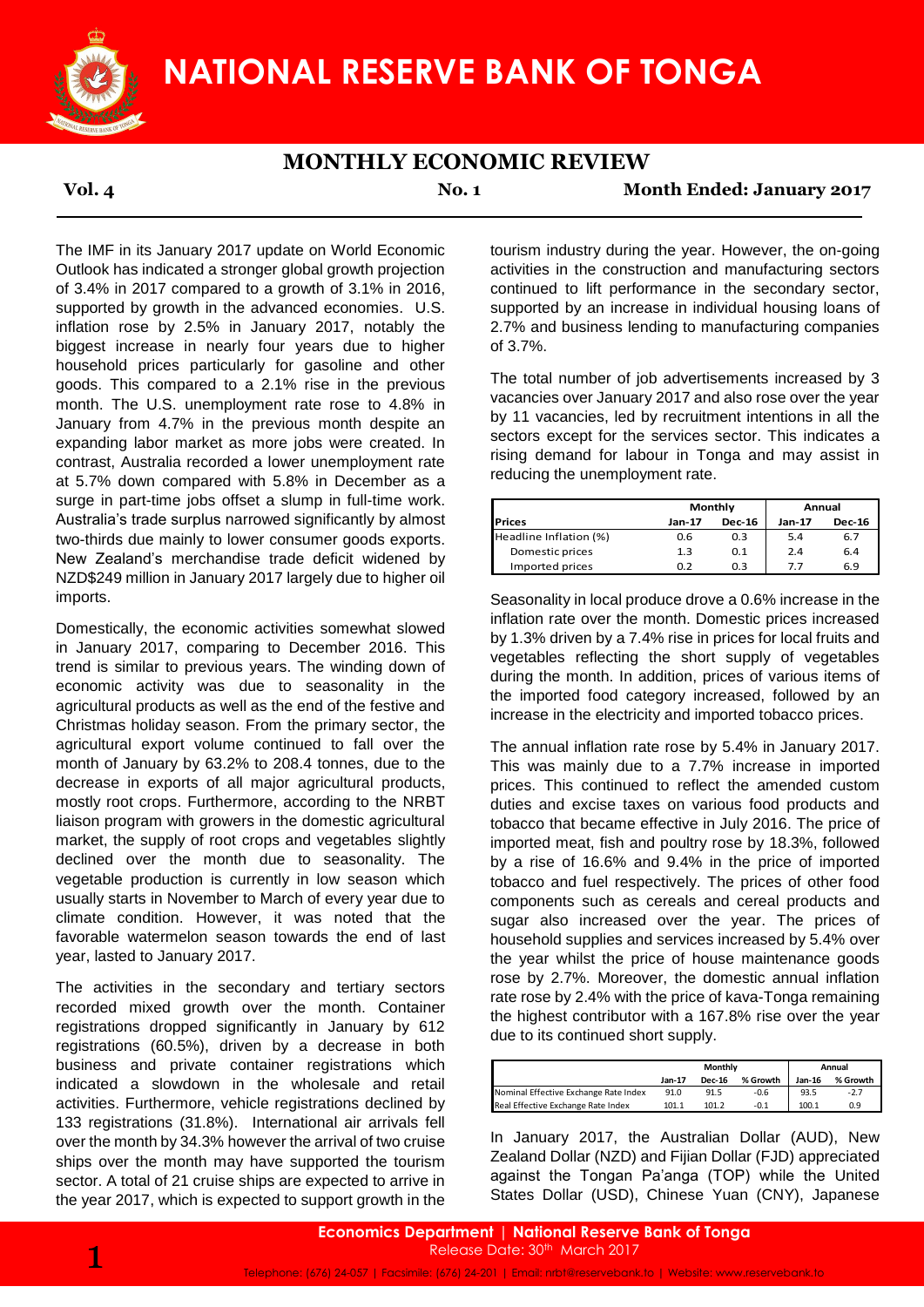# NATIONAL RESERVE BANK OF TONGA

## MONTHLY ECONOMIC REVIEW

**Vol. 4** **No. 1** **Month Ended: January 2017**

The IMF in its January 2017 update on World Economic Outlook has indicated a stronger global growth projection of 3.4% in 2017 compared to a growth of 3.1% in 2016, supported by growth in the advanced economies. U.S. inflation rose by 2.5% in January 2017, notably the biggest increase in nearly four years due to higher household prices particularly for gasoline and other goods. This compared to a 2.1% rise in the previous month. The U.S. unemployment rate rose to 4.8% in January from 4.7% in the previous month despite an expanding labor market as more jobs were created. In contrast, Australia recorded a lower unemployment rate at 5.7% down compared with 5.8% in December as a surge in part-time jobs offset a slump in full-time work. Australia's trade surplus narrowed significantly by almost two-thirds due mainly to lower consumer goods exports. New Zealand's merchandise trade deficit widened by NZD$249 million in January 2017 largely due to higher oil imports.

Domestically, the economic activities somewhat slowed in January 2017, comparing to December 2016. This trend is similar to previous years. The winding down of economic activity was due to seasonality in the agricultural products as well as the end of the festive and Christmas holiday season. From the primary sector, the agricultural export volume continued to fall over the month of January by 63.2% to 208.4 tonnes, due to the decrease in exports of all major agricultural products, mostly root crops. Furthermore, according to the NRBT liaison program with growers in the domestic agricultural market, the supply of root crops and vegetables slightly declined over the month due to seasonality. The vegetable production is currently in low season which usually starts in November to March of every year due to climate condition. However, it was noted that the favorable watermelon season towards the end of last year, lasted to January 2017.

The activities in the secondary and tertiary sectors recorded mixed growth over the month. Container registrations dropped significantly in January by 612 registrations (60.5%), driven by a decrease in both business and private container registrations which indicated a slowdown in the wholesale and retail activities. Furthermore, vehicle registrations declined by 133 registrations (31.8%). International air arrivals fell over the month by 34.3% however the arrival of two cruise ships over the month may have supported the tourism sector. A total of 21 cruise ships are expected to arrive in the year 2017, which is expected to support growth in the tourism industry during the year. However, the on-going activities in the construction and manufacturing sectors continued to lift performance in the secondary sector, supported by an increase in individual housing loans of 2.7% and business lending to manufacturing companies of 3.7%.

The total number of job advertisements increased by 3 vacancies over January 2017 and also rose over the year by 11 vacancies, led by recruitment intentions in all the sectors except for the services sector. This indicates a rising demand for labour in Tonga and may assist in reducing the unemployment rate.

| | Monthly | | Annual | |
|---|---|---|---|---|
| **Prices** | **Jan-17** | **Dec-16** | **Jan-17** | **Dec-16** |
| Headline Inflation (%) | 0.6 | 0.3 | 5.4 | 6.7 |
| Domestic prices | 1.3 | 0.1 | 2.4 | 6.4 |
| Imported prices | 0.2 | 0.3 | 7.7 | 6.9 |

Seasonality in local produce drove a 0.6% increase in the inflation rate over the month. Domestic prices increased by 1.3% driven by a 7.4% rise in prices for local fruits and vegetables reflecting the short supply of vegetables during the month. In addition, prices of various items of the imported food category increased, followed by an increase in the electricity and imported tobacco prices.

The annual inflation rate rose by 5.4% in January 2017. This was mainly due to a 7.7% increase in imported prices. This continued to reflect the amended custom duties and excise taxes on various food products and tobacco that became effective in July 2016. The price of imported meat, fish and poultry rose by 18.3%, followed by a rise of 16.6% and 9.4% in the price of imported tobacco and fuel respectively. The prices of other food components such as cereals and cereal products and sugar also increased over the year. The prices of household supplies and services increased by 5.4% over the year whilst the price of house maintenance goods rose by 2.7%. Moreover, the domestic annual inflation rate rose by 2.4% with the price of kava-Tonga remaining the highest contributor with a 167.8% rise over the year due to its continued short supply.

| | Monthly | | | Annual | |
|---|---|---|---|---|---|
| | **Jan-17** | **Dec-16** | **% Growth** | **Jan-16** | **% Growth** |
| Nominal Effective Exchange Rate Index | 91.0 | 91.5 | -0.6 | 93.5 | -2.7 |
| Real Effective Exchange Rate Index | 101.1 | 101.2 | -0.1 | 100.1 | 0.9 |

In January 2017, the Australian Dollar (AUD), New Zealand Dollar (NZD) and Fijian Dollar (FJD) appreciated against the Tongan Pa'anga (TOP) while the United States Dollar (USD), Chinese Yuan (CNY), Japanese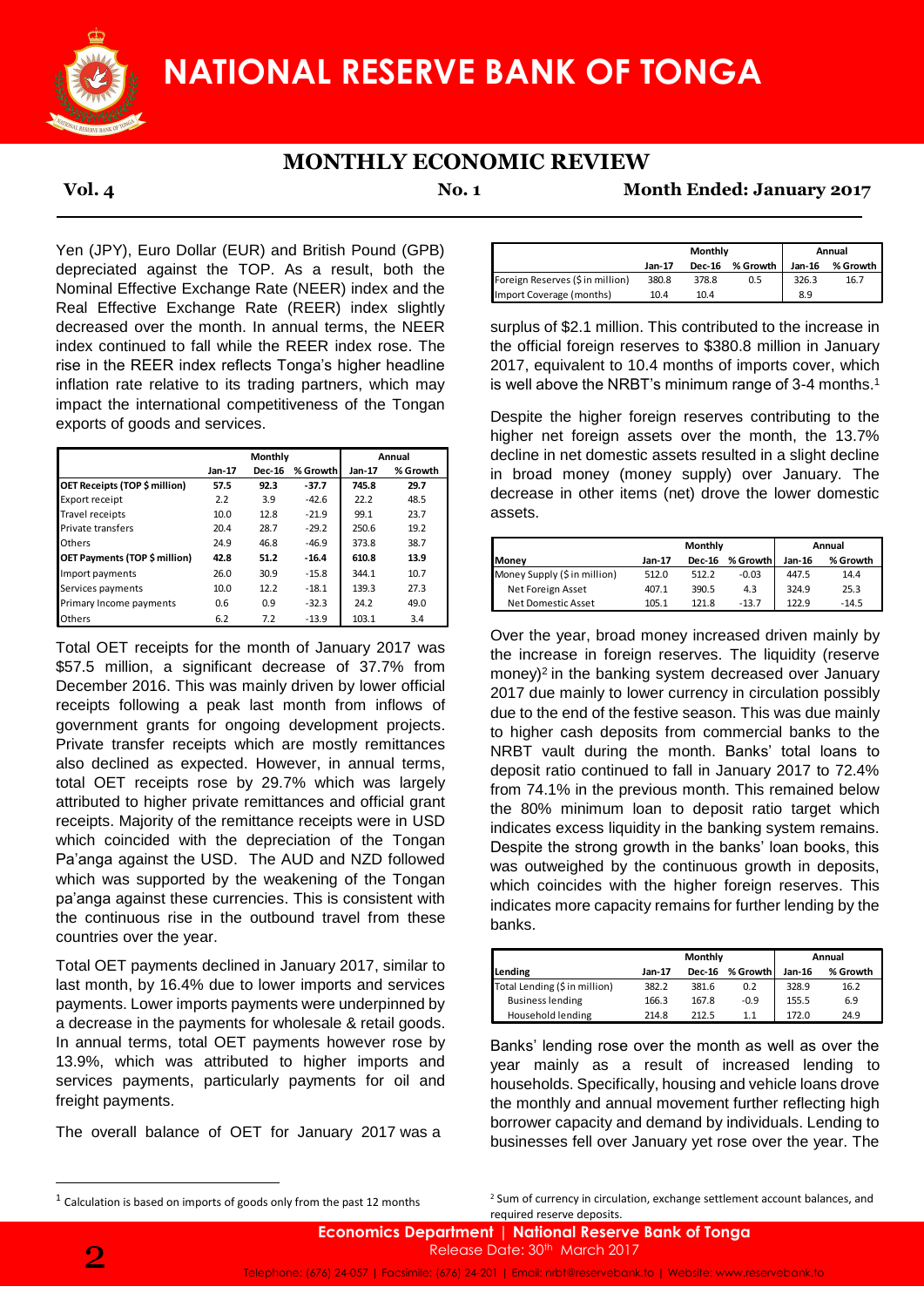Yen (JPY), Euro Dollar (EUR) and British Pound (GPB) depreciated against the TOP. As a result, both the Nominal Effective Exchange Rate (NEER) index and the Real Effective Exchange Rate (REER) index slightly decreased over the month. In annual terms, the NEER index continued to fall while the REER index rose. The rise in the REER index reflects Tonga's higher headline inflation rate relative to its trading partners, which may impact the international competitiveness of the Tongan exports of goods and services.

| | Monthly | | | Annual | |
|---|---|---|---|---|---|
| | Jan-17 | Dec-16 | % Growth | Jan-17 | % Growth |
| **OET Receipts (TOP $ million)** | **57.5** | **92.3** | **-37.7** | **745.8** | **29.7** |
| Export receipt | 2.2 | 3.9 | -42.6 | 22.2 | 48.5 |
| Travel receipts | 10.0 | 12.8 | -21.9 | 99.1 | 23.7 |
| Private transfers | 20.4 | 28.7 | -29.2 | 250.6 | 19.2 |
| Others | 24.9 | 46.8 | -46.9 | 373.8 | 38.7 |
| **OET Payments (TOP $ million)** | **42.8** | **51.2** | **-16.4** | **610.8** | **13.9** |
| Import payments | 26.0 | 30.9 | -15.8 | 344.1 | 10.7 |
| Services payments | 10.0 | 12.2 | -18.1 | 139.3 | 27.3 |
| Primary Income payments | 0.6 | 0.9 | -32.3 | 24.2 | 49.0 |
| Others | 6.2 | 7.2 | -13.9 | 103.1 | 3.4 |

Total OET receipts for the month of January 2017 was $57.5 million, a significant decrease of 37.7% from December 2016. This was mainly driven by lower official receipts following a peak last month from inflows of government grants for ongoing development projects. Private transfer receipts which are mostly remittances also declined as expected. However, in annual terms, total OET receipts rose by 29.7% which was largely attributed to higher private remittances and official grant receipts. Majority of the remittance receipts were in USD which coincided with the depreciation of the Tongan Pa'anga against the USD. The AUD and NZD followed which was supported by the weakening of the Tongan pa'anga against these currencies. This is consistent with the continuous rise in the outbound travel from these countries over the year.

Total OET payments declined in January 2017, similar to last month, by 16.4% due to lower imports and services payments. Lower imports payments were underpinned by a decrease in the payments for wholesale & retail goods. In annual terms, total OET payments however rose by 13.9%, which was attributed to higher imports and services payments, particularly payments for oil and freight payments.

The overall balance of OET for January 2017 was a surplus of $2.1 million. This contributed to the increase in the official foreign reserves to $380.8 million in January 2017, equivalent to 10.4 months of imports cover, which is well above the NRBT's minimum range of 3-4 months.[1]

| | Monthly | | | Annual | |
|---|---|---|---|---|---|
| | Jan-17 | Dec-16 | % Growth | Jan-16 | % Growth |
| Foreign Reserves ($ in million) | 380.8 | 378.8 | 0.5 | 326.3 | 16.7 |
| Import Coverage (months) | 10.4 | 10.4 | | 8.9 | |

Despite the higher foreign reserves contributing to the higher net foreign assets over the month, the 13.7% decline in net domestic assets resulted in a slight decline in broad money (money supply) over January. The decrease in other items (net) drove the lower domestic assets.

| | Monthly | | | Annual | |
|---|---|---|---|---|---|
| Money | Jan-17 | Dec-16 | % Growth | Jan-16 | % Growth |
| Money Supply ($ in million) | 512.0 | 512.2 | -0.03 | 447.5 | 14.4 |
| Net Foreign Asset | 407.1 | 390.5 | 4.3 | 324.9 | 25.3 |
| Net Domestic Asset | 105.1 | 121.8 | -13.7 | 122.9 | -14.5 |

Over the year, broad money increased driven mainly by the increase in foreign reserves. The liquidity (reserve money)[2] in the banking system decreased over January 2017 due mainly to lower currency in circulation possibly due to the end of the festive season. This was due mainly to higher cash deposits from commercial banks to the NRBT vault during the month. Banks' total loans to deposit ratio continued to fall in January 2017 to 72.4% from 74.1% in the previous month. This remained below the 80% minimum loan to deposit ratio target which indicates excess liquidity in the banking system remains. Despite the strong growth in the banks' loan books, this was outweighed by the continuous growth in deposits, which coincides with the higher foreign reserves. This indicates more capacity remains for further lending by the banks.

| | Monthly | | | Annual | |
|---|---|---|---|---|---|
| Lending | Jan-17 | Dec-16 | % Growth | Jan-16 | % Growth |
| Total Lending ($ in million) | 382.2 | 381.6 | 0.2 | 328.9 | 16.2 |
| Business lending | 166.3 | 167.8 | -0.9 | 155.5 | 6.9 |
| Household lending | 214.8 | 212.5 | 1.1 | 172.0 | 24.9 |

Banks' lending rose over the month as well as over the year mainly as a result of increased lending to households. Specifically, housing and vehicle loans drove the monthly and annual movement further reflecting high borrower capacity and demand by individuals. Lending to businesses fell over January yet rose over the year. The

[1] Calculation is based on imports of goods only from the past 12 months

[2] Sum of currency in circulation, exchange settlement account balances, and required reserve deposits.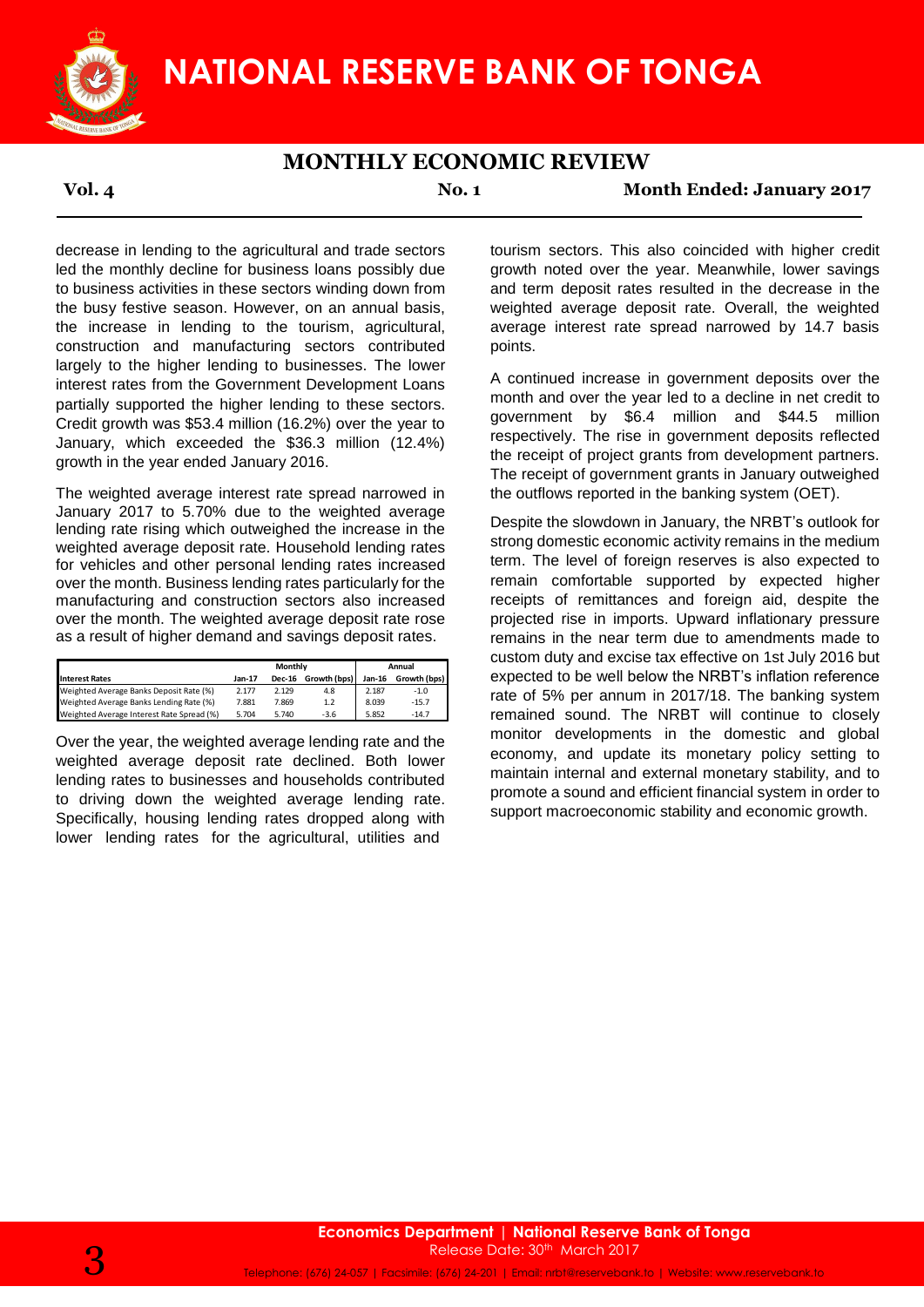decrease in lending to the agricultural and trade sectors led the monthly decline for business loans possibly due to business activities in these sectors winding down from the busy festive season. However, on an annual basis, the increase in lending to the tourism, agricultural, construction and manufacturing sectors contributed largely to the higher lending to businesses. The lower interest rates from the Government Development Loans partially supported the higher lending to these sectors. Credit growth was $53.4 million (16.2%) over the year to January, which exceeded the $36.3 million (12.4%) growth in the year ended January 2016.

The weighted average interest rate spread narrowed in January 2017 to 5.70% due to the weighted average lending rate rising which outweighed the increase in the weighted average deposit rate. Household lending rates for vehicles and other personal lending rates increased over the month. Business lending rates particularly for the manufacturing and construction sectors also increased over the month. The weighted average deposit rate rose as a result of higher demand and savings deposit rates.

| | Monthly | | | Annual | |
|---|---|---|---|---|---|
| **Interest Rates** | **Jan-17** | **Dec-16** | **Growth (bps)** | **Jan-16** | **Growth (bps)** |
| Weighted Average Banks Deposit Rate (%) | 2.177 | 2.129 | 4.8 | 2.187 | -1.0 |
| Weighted Average Banks Lending Rate (%) | 7.881 | 7.869 | 1.2 | 8.039 | -15.7 |
| Weighted Average Interest Rate Spread (%) | 5.704 | 5.740 | -3.6 | 5.852 | -14.7 |

Over the year, the weighted average lending rate and the weighted average deposit rate declined. Both lower lending rates to businesses and households contributed to driving down the weighted average lending rate. Specifically, housing lending rates dropped along with lower lending rates for the agricultural, utilities and tourism sectors. This also coincided with higher credit growth noted over the year. Meanwhile, lower savings and term deposit rates resulted in the decrease in the weighted average deposit rate. Overall, the weighted average interest rate spread narrowed by 14.7 basis points.

A continued increase in government deposits over the month and over the year led to a decline in net credit to government by $6.4 million and $44.5 million respectively. The rise in government deposits reflected the receipt of project grants from development partners. The receipt of government grants in January outweighed the outflows reported in the banking system (OET).

Despite the slowdown in January, the NRBT's outlook for strong domestic economic activity remains in the medium term. The level of foreign reserves is also expected to remain comfortable supported by expected higher receipts of remittances and foreign aid, despite the projected rise in imports. Upward inflationary pressure remains in the near term due to amendments made to custom duty and excise tax effective on 1st July 2016 but expected to be well below the NRBT's inflation reference rate of 5% per annum in 2017/18. The banking system remained sound. The NRBT will continue to closely monitor developments in the domestic and global economy, and update its monetary policy setting to maintain internal and external monetary stability, and to promote a sound and efficient financial system in order to support macroeconomic stability and economic growth.

**Economics Department | National Reserve Bank of Tonga**

Release Date: 30th March 2017